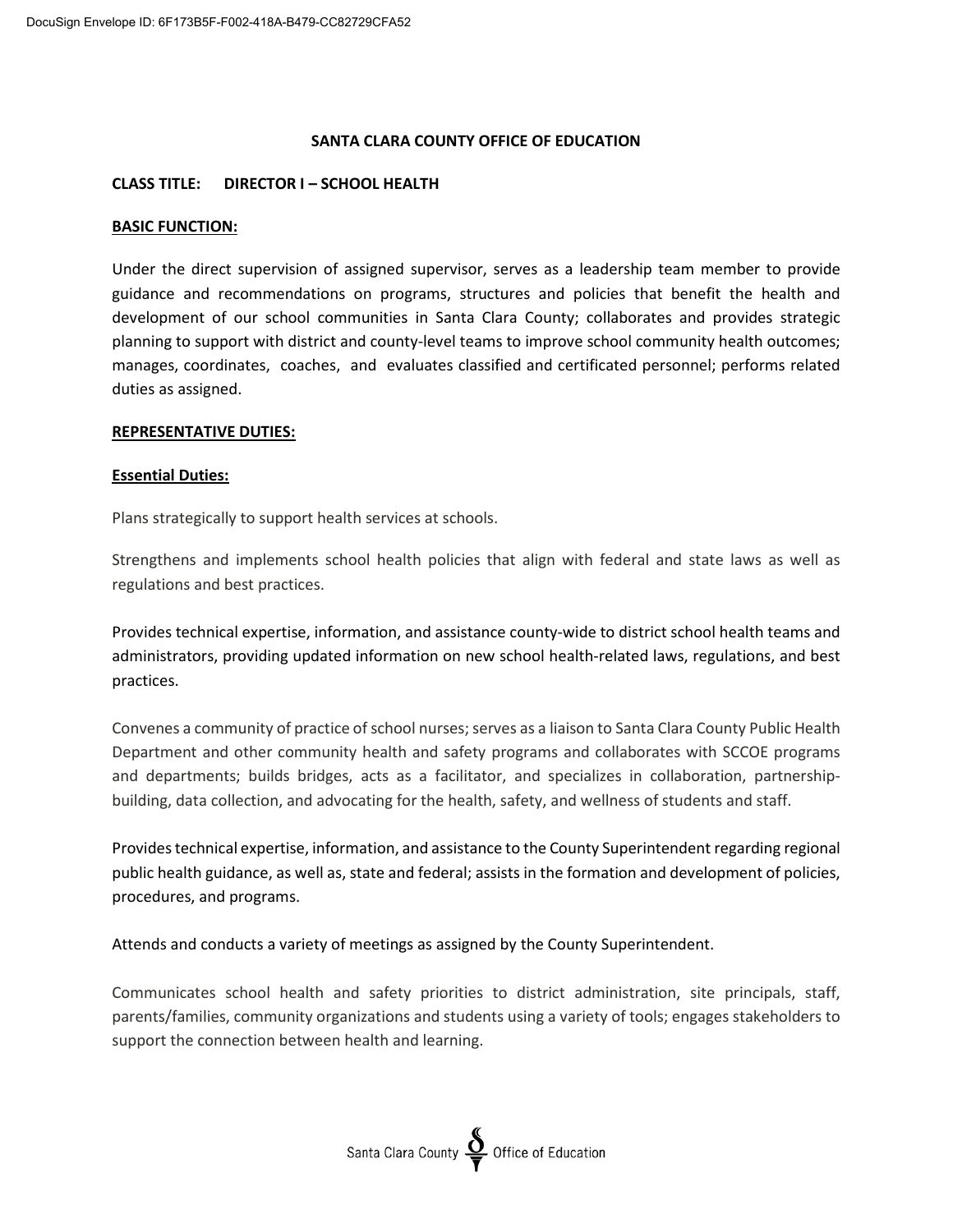# SANTA CLARA COUNTY OFFICE OF EDUCATION

**CLASS TITLE: DIRECTOR I – SCHOOL HEALTH**

## BASIC FUNCTION:

Under the direct supervision of assigned supervisor, serves as a leadership team member to provide guidance and recommendations on programs, structures and policies that benefit the health and development of our school communities in Santa Clara County; collaborates and provides strategic planning to support with district and county-level teams to improve school community health outcomes; manages, coordinates, coaches, and evaluates classified and certificated personnel; performs related duties as assigned.

## REPRESENTATIVE DUTIES:

### Essential Duties:

Plans strategically to support health services at schools.

Strengthens and implements school health policies that align with federal and state laws as well as regulations and best practices.

Provides technical expertise, information, and assistance county-wide to district school health teams and administrators, providing updated information on new school health-related laws, regulations, and best practices.

Convenes a community of practice of school nurses; serves as a liaison to Santa Clara County Public Health Department and other community health and safety programs and collaborates with SCCOE programs and departments; builds bridges, acts as a facilitator, and specializes in collaboration, partnership-building, data collection, and advocating for the health, safety, and wellness of students and staff.

Provides technical expertise, information, and assistance to the County Superintendent regarding regional public health guidance, as well as, state and federal; assists in the formation and development of policies, procedures, and programs.

Attends and conducts a variety of meetings as assigned by the County Superintendent.

Communicates school health and safety priorities to district administration, site principals, staff, parents/families, community organizations and students using a variety of tools; engages stakeholders to support the connection between health and learning.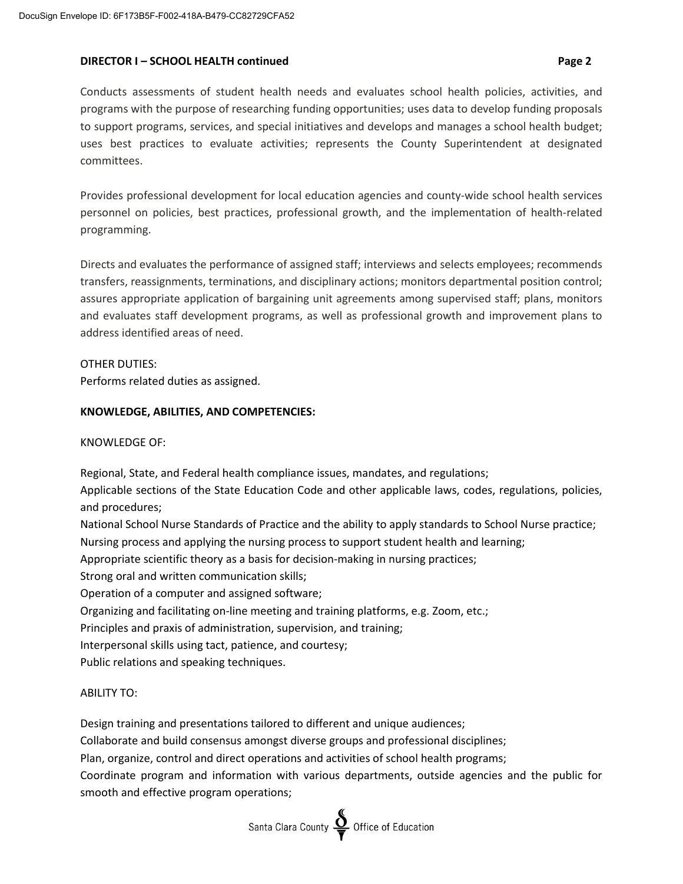Conducts assessments of student health needs and evaluates school health policies, activities, and programs with the purpose of researching funding opportunities; uses data to develop funding proposals to support programs, services, and special initiatives and develops and manages a school health budget; uses best practices to evaluate activities; represents the County Superintendent at designated committees.

Provides professional development for local education agencies and county-wide school health services personnel on policies, best practices, professional growth, and the implementation of health-related programming.

Directs and evaluates the performance of assigned staff; interviews and selects employees; recommends transfers, reassignments, terminations, and disciplinary actions; monitors departmental position control; assures appropriate application of bargaining unit agreements among supervised staff; plans, monitors and evaluates staff development programs, as well as professional growth and improvement plans to address identified areas of need.

OTHER DUTIES:
Performs related duties as assigned.

**KNOWLEDGE, ABILITIES, AND COMPETENCIES:**

KNOWLEDGE OF:

Regional, State, and Federal health compliance issues, mandates, and regulations;
Applicable sections of the State Education Code and other applicable laws, codes, regulations, policies, and procedures;
National School Nurse Standards of Practice and the ability to apply standards to School Nurse practice;
Nursing process and applying the nursing process to support student health and learning;
Appropriate scientific theory as a basis for decision-making in nursing practices;
Strong oral and written communication skills;
Operation of a computer and assigned software;
Organizing and facilitating on-line meeting and training platforms, e.g. Zoom, etc.;
Principles and praxis of administration, supervision, and training;
Interpersonal skills using tact, patience, and courtesy;
Public relations and speaking techniques.

ABILITY TO:

Design training and presentations tailored to different and unique audiences;
Collaborate and build consensus amongst diverse groups and professional disciplines;
Plan, organize, control and direct operations and activities of school health programs;
Coordinate program and information with various departments, outside agencies and the public for smooth and effective program operations;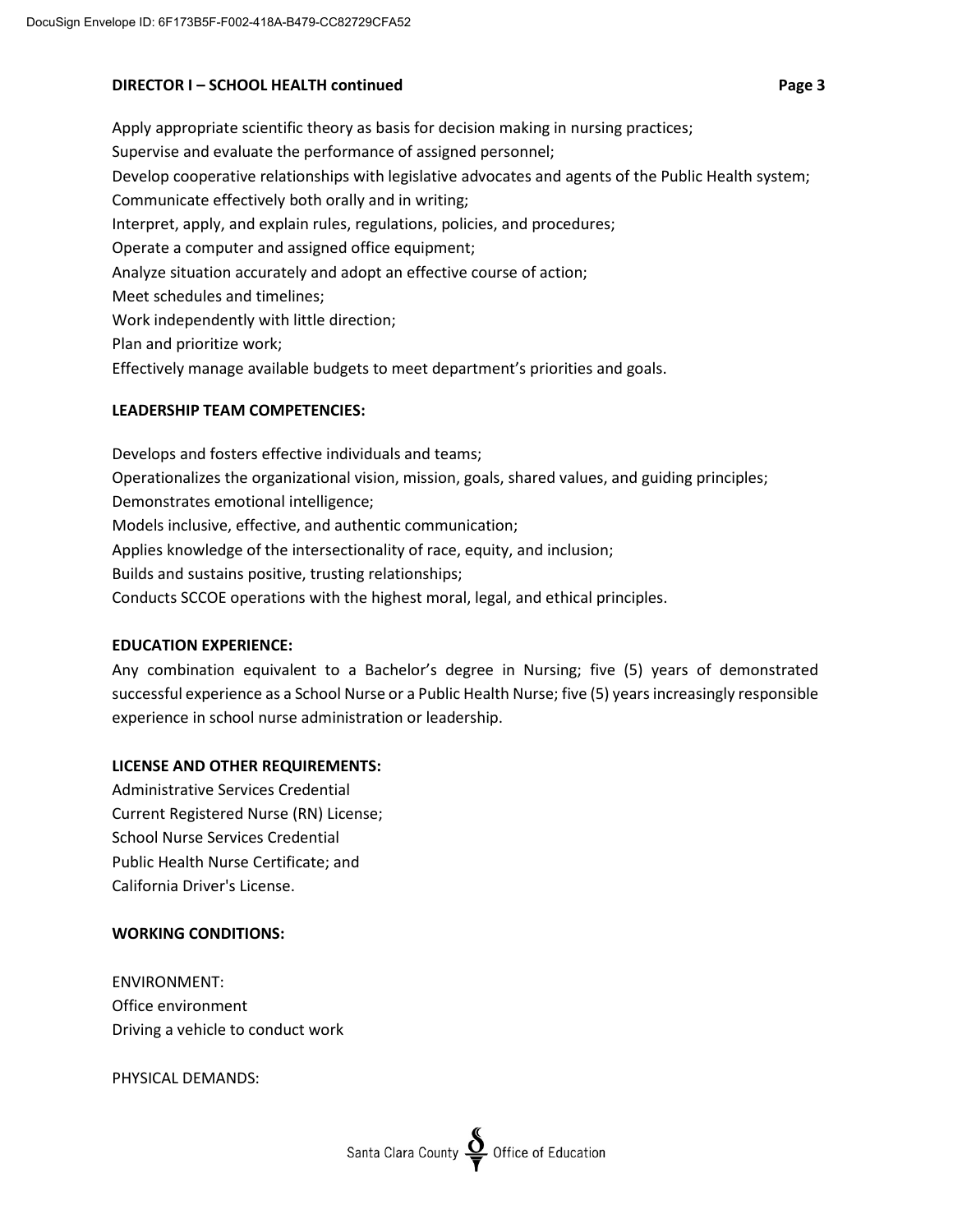Apply appropriate scientific theory as basis for decision making in nursing practices;
Supervise and evaluate the performance of assigned personnel;
Develop cooperative relationships with legislative advocates and agents of the Public Health system;
Communicate effectively both orally and in writing;
Interpret, apply, and explain rules, regulations, policies, and procedures;
Operate a computer and assigned office equipment;
Analyze situation accurately and adopt an effective course of action;
Meet schedules and timelines;
Work independently with little direction;
Plan and prioritize work;
Effectively manage available budgets to meet department's priorities and goals.

**LEADERSHIP TEAM COMPETENCIES:**

Develops and fosters effective individuals and teams;
Operationalizes the organizational vision, mission, goals, shared values, and guiding principles;
Demonstrates emotional intelligence;
Models inclusive, effective, and authentic communication;
Applies knowledge of the intersectionality of race, equity, and inclusion;
Builds and sustains positive, trusting relationships;
Conducts SCCOE operations with the highest moral, legal, and ethical principles.

**EDUCATION EXPERIENCE:**

Any combination equivalent to a Bachelor's degree in Nursing; five (5) years of demonstrated successful experience as a School Nurse or a Public Health Nurse; five (5) years increasingly responsible experience in school nurse administration or leadership.

**LICENSE AND OTHER REQUIREMENTS:**

Administrative Services Credential
Current Registered Nurse (RN) License;
School Nurse Services Credential
Public Health Nurse Certificate; and
California Driver's License.

**WORKING CONDITIONS:**

ENVIRONMENT:
Office environment
Driving a vehicle to conduct work

PHYSICAL DEMANDS: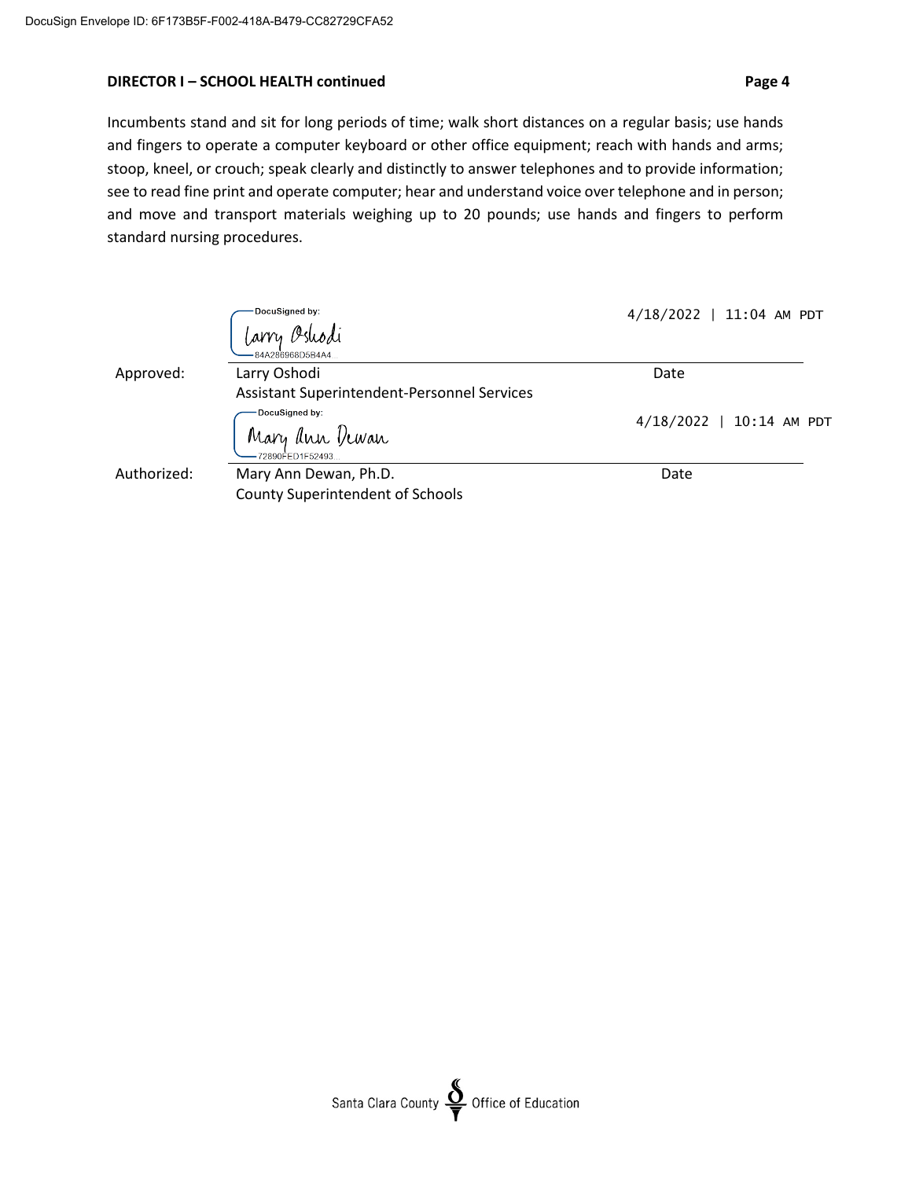Incumbents stand and sit for long periods of time; walk short distances on a regular basis; use hands and fingers to operate a computer keyboard or other office equipment; reach with hands and arms; stoop, kneel, or crouch; speak clearly and distinctly to answer telephones and to provide information; see to read fine print and operate computer; hear and understand voice over telephone and in person; and move and transport materials weighing up to 20 pounds; use hands and fingers to perform standard nursing procedures.

DocuSigned by: Larry Oshodi
84A286968D5B4A4...

4/18/2022 | 11:04 AM PDT

Approved: Larry Oshodi
Assistant Superintendent-Personnel Services

Date

DocuSigned by: Mary Ann Dewan
72890FED1F52493...

4/18/2022 | 10:14 AM PDT

Authorized: Mary Ann Dewan, Ph.D.
County Superintendent of Schools

Date